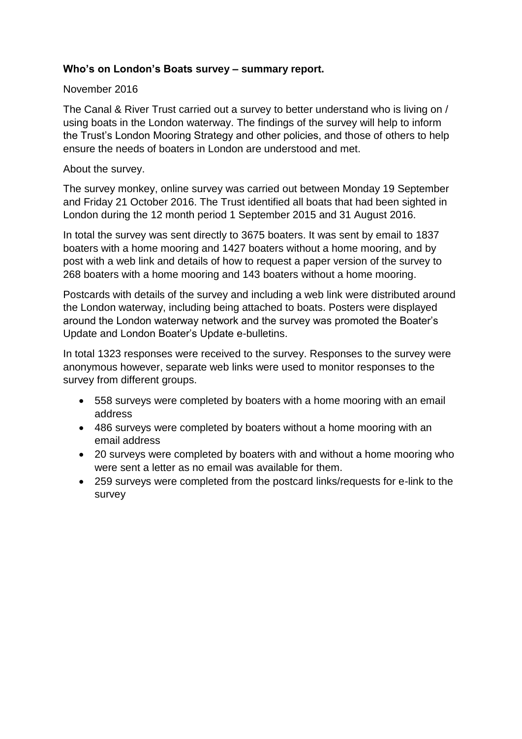**Who's on London's Boats survey – summary report.**

November 2016

The Canal & River Trust carried out a survey to better understand who is living on / using boats in the London waterway. The findings of the survey will help to inform the Trust's London Mooring Strategy and other policies, and those of others to help ensure the needs of boaters in London are understood and met.

About the survey.

The survey monkey, online survey was carried out between Monday 19 September and Friday 21 October 2016. The Trust identified all boats that had been sighted in London during the 12 month period 1 September 2015 and 31 August 2016.

In total the survey was sent directly to 3675 boaters. It was sent by email to 1837 boaters with a home mooring and 1427 boaters without a home mooring, and by post with a web link and details of how to request a paper version of the survey to 268 boaters with a home mooring and 143 boaters without a home mooring.

Postcards with details of the survey and including a web link were distributed around the London waterway, including being attached to boats. Posters were displayed around the London waterway network and the survey was promoted the Boater's Update and London Boater's Update e-bulletins.

In total 1323 responses were received to the survey. Responses to the survey were anonymous however, separate web links were used to monitor responses to the survey from different groups.

- 558 surveys were completed by boaters with a home mooring with an email address
- 486 surveys were completed by boaters without a home mooring with an email address
- 20 surveys were completed by boaters with and without a home mooring who were sent a letter as no email was available for them.
- 259 surveys were completed from the postcard links/requests for e-link to the survey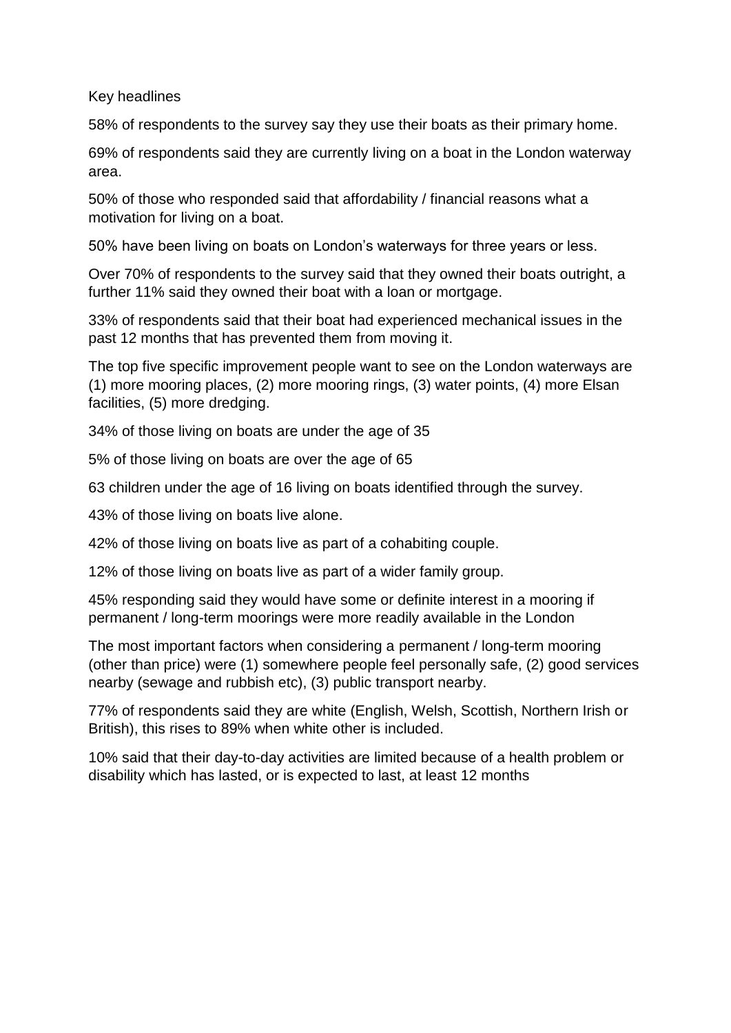Key headlines

58% of respondents to the survey say they use their boats as their primary home.

69% of respondents said they are currently living on a boat in the London waterway area.

50% of those who responded said that affordability / financial reasons what a motivation for living on a boat.

50% have been living on boats on London's waterways for three years or less.

Over 70% of respondents to the survey said that they owned their boats outright, a further 11% said they owned their boat with a loan or mortgage.

33% of respondents said that their boat had experienced mechanical issues in the past 12 months that has prevented them from moving it.

The top five specific improvement people want to see on the London waterways are (1) more mooring places, (2) more mooring rings, (3) water points, (4) more Elsan facilities, (5) more dredging.

34% of those living on boats are under the age of 35

5% of those living on boats are over the age of 65

63 children under the age of 16 living on boats identified through the survey.

43% of those living on boats live alone.

42% of those living on boats live as part of a cohabiting couple.

12% of those living on boats live as part of a wider family group.

45% responding said they would have some or definite interest in a mooring if permanent / long-term moorings were more readily available in the London

The most important factors when considering a permanent / long-term mooring (other than price) were (1) somewhere people feel personally safe, (2) good services nearby (sewage and rubbish etc), (3) public transport nearby.

77% of respondents said they are white (English, Welsh, Scottish, Northern Irish or British), this rises to 89% when white other is included.

10% said that their day-to-day activities are limited because of a health problem or disability which has lasted, or is expected to last, at least 12 months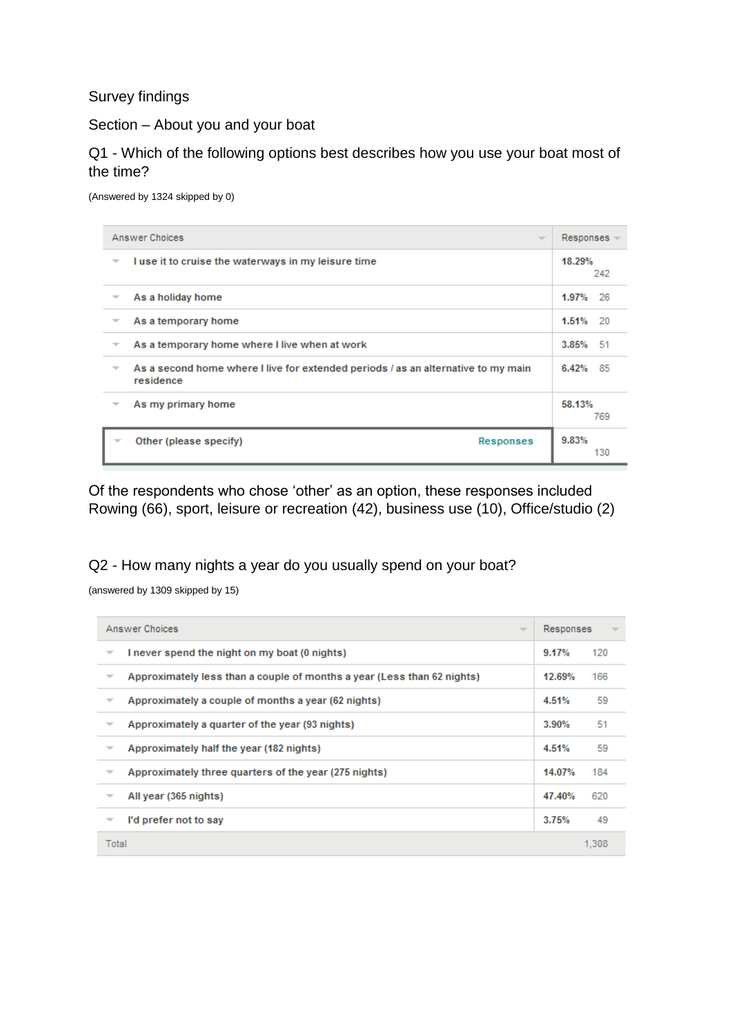Survey findings

## Section – About you and your boat

### Q1 - Which of the following options best describes how you use your boat most of the time?

(Answered by 1324 skipped by 0)

| Answer Choices | Responses | |
|---|---|---|
| I use it to cruise the waterways in my leisure time | 18.29% | 242 |
| As a holiday home | 1.97% | 26 |
| As a temporary home | 1.51% | 20 |
| As a temporary home where I live when at work | 3.85% | 51 |
| As a second home where I live for extended periods / as an alternative to my main residence | 6.42% | 85 |
| As my primary home | 58.13% | 769 |
| Other (please specify) Responses | 9.83% | 130 |

Of the respondents who chose 'other' as an option, these responses included Rowing (66), sport, leisure or recreation (42), business use (10), Office/studio (2)

### Q2 - How many nights a year do you usually spend on your boat?

(answered by 1309 skipped by 15)

| Answer Choices | Responses | |
|---|---|---|
| I never spend the night on my boat (0 nights) | 9.17% | 120 |
| Approximately less than a couple of months a year (Less than 62 nights) | 12.69% | 166 |
| Approximately a couple of months a year (62 nights) | 4.51% | 59 |
| Approximately a quarter of the year (93 nights) | 3.90% | 51 |
| Approximately half the year (182 nights) | 4.51% | 59 |
| Approximately three quarters of the year (275 nights) | 14.07% | 184 |
| All year (365 nights) | 47.40% | 620 |
| I'd prefer not to say | 3.75% | 49 |
| Total | | 1,308 |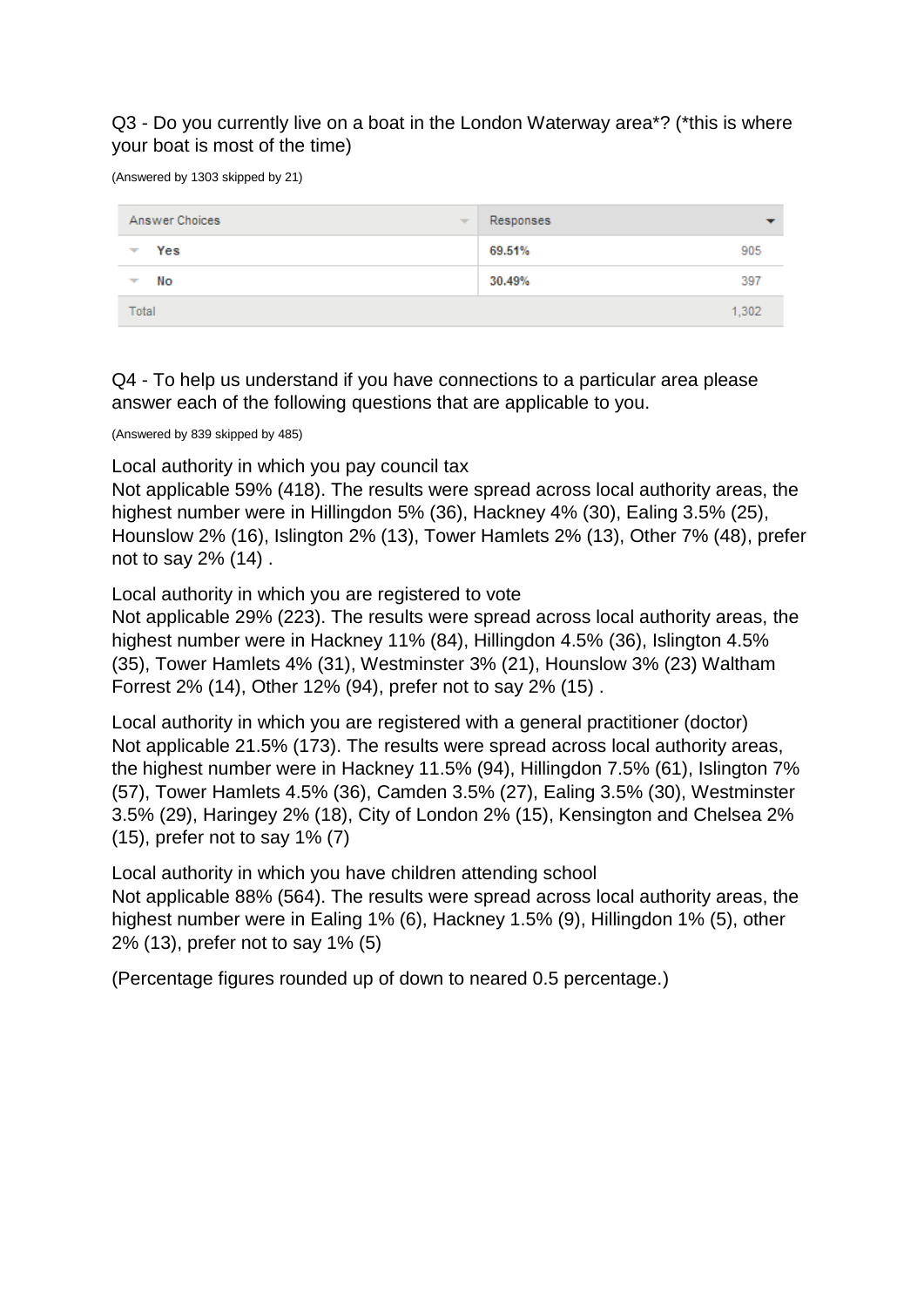Q3 - Do you currently live on a boat in the London Waterway area*? (*this is where your boat is most of the time)

(Answered by 1303 skipped by 21)

| Answer Choices | Responses | |
|---|---|---|
| Yes | 69.51% | 905 |
| No | 30.49% | 397 |
| Total | | 1,302 |

Q4 - To help us understand if you have connections to a particular area please answer each of the following questions that are applicable to you.

(Answered by 839 skipped by 485)

Local authority in which you pay council tax
Not applicable 59% (418). The results were spread across local authority areas, the highest number were in Hillingdon 5% (36), Hackney 4% (30), Ealing 3.5% (25), Hounslow 2% (16), Islington 2% (13), Tower Hamlets 2% (13), Other 7% (48), prefer not to say 2% (14) .

Local authority in which you are registered to vote
Not applicable 29% (223). The results were spread across local authority areas, the highest number were in Hackney 11% (84), Hillingdon 4.5% (36), Islington 4.5% (35), Tower Hamlets 4% (31), Westminster 3% (21), Hounslow 3% (23) Waltham Forrest 2% (14), Other 12% (94), prefer not to say 2% (15) .

Local authority in which you are registered with a general practitioner (doctor)
Not applicable 21.5% (173). The results were spread across local authority areas, the highest number were in Hackney 11.5% (94), Hillingdon 7.5% (61), Islington 7% (57), Tower Hamlets 4.5% (36), Camden 3.5% (27), Ealing 3.5% (30), Westminster 3.5% (29), Haringey 2% (18), City of London 2% (15), Kensington and Chelsea 2% (15), prefer not to say 1% (7)

Local authority in which you have children attending school
Not applicable 88% (564). The results were spread across local authority areas, the highest number were in Ealing 1% (6), Hackney 1.5% (9), Hillingdon 1% (5), other 2% (13), prefer not to say 1% (5)

(Percentage figures rounded up of down to neared 0.5 percentage.)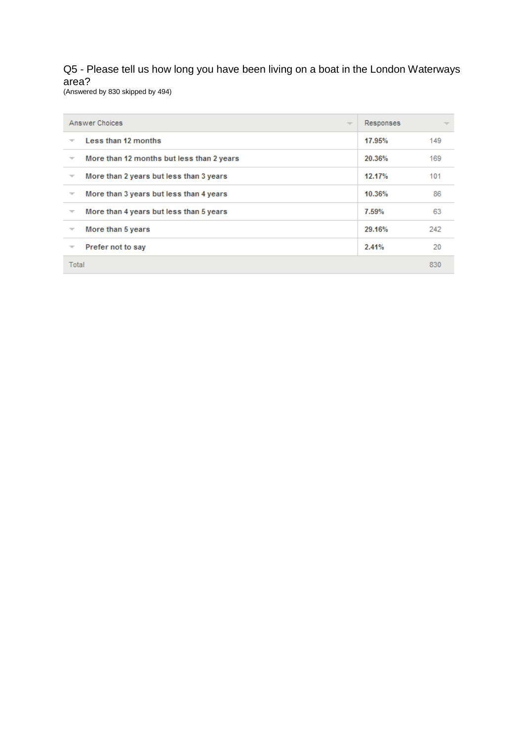Q5 - Please tell us how long you have been living on a boat in the London Waterways area?

(Answered by 830 skipped by 494)

| Answer Choices | Responses | |
|---|---|---|
| Less than 12 months | 17.95% | 149 |
| More than 12 months but less than 2 years | 20.36% | 169 |
| More than 2 years but less than 3 years | 12.17% | 101 |
| More than 3 years but less than 4 years | 10.36% | 86 |
| More than 4 years but less than 5 years | 7.59% | 63 |
| More than 5 years | 29.16% | 242 |
| Prefer not to say | 2.41% | 20 |
| Total | | 830 |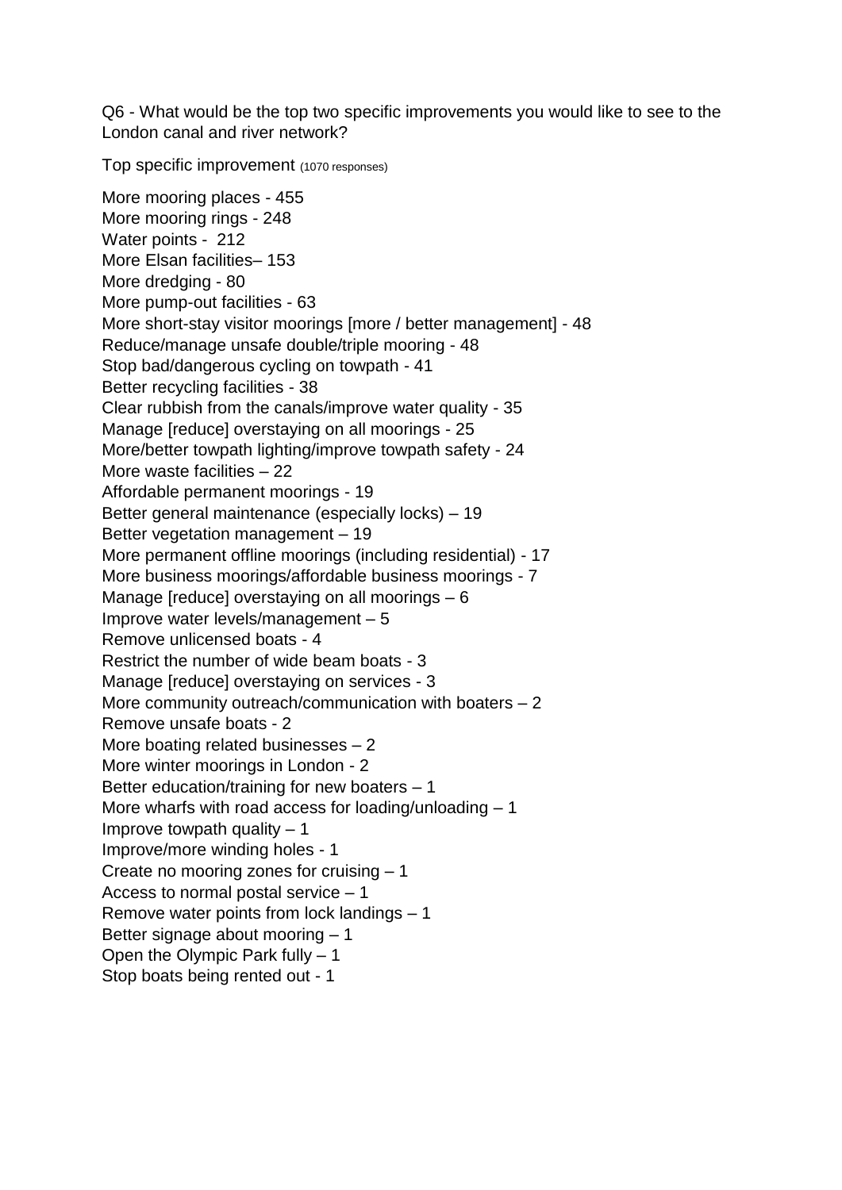Q6 - What would be the top two specific improvements you would like to see to the London canal and river network?

Top specific improvement (1070 responses)

More mooring places - 455
More mooring rings - 248
Water points - 212
More Elsan facilities– 153
More dredging - 80
More pump-out facilities - 63
More short-stay visitor moorings [more / better management] - 48
Reduce/manage unsafe double/triple mooring - 48
Stop bad/dangerous cycling on towpath - 41
Better recycling facilities - 38
Clear rubbish from the canals/improve water quality - 35
Manage [reduce] overstaying on all moorings - 25
More/better towpath lighting/improve towpath safety - 24
More waste facilities – 22
Affordable permanent moorings - 19
Better general maintenance (especially locks) – 19
Better vegetation management – 19
More permanent offline moorings (including residential) - 17
More business moorings/affordable business moorings - 7
Manage [reduce] overstaying on all moorings – 6
Improve water levels/management – 5
Remove unlicensed boats - 4
Restrict the number of wide beam boats - 3
Manage [reduce] overstaying on services - 3
More community outreach/communication with boaters – 2
Remove unsafe boats - 2
More boating related businesses – 2
More winter moorings in London - 2
Better education/training for new boaters – 1
More wharfs with road access for loading/unloading – 1
Improve towpath quality – 1
Improve/more winding holes - 1
Create no mooring zones for cruising – 1
Access to normal postal service – 1
Remove water points from lock landings – 1
Better signage about mooring – 1
Open the Olympic Park fully – 1
Stop boats being rented out - 1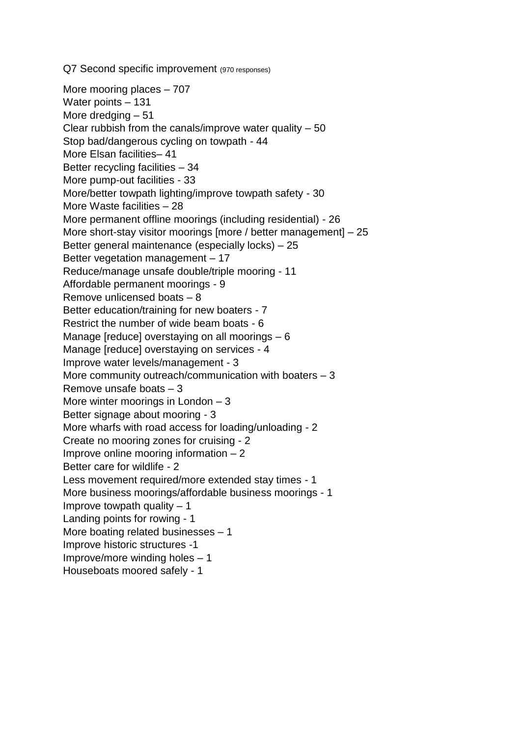Q7 Second specific improvement (970 responses)

More mooring places – 707
Water points – 131
More dredging – 51
Clear rubbish from the canals/improve water quality – 50
Stop bad/dangerous cycling on towpath - 44
More Elsan facilities– 41
Better recycling facilities – 34
More pump-out facilities - 33
More/better towpath lighting/improve towpath safety - 30
More Waste facilities – 28
More permanent offline moorings (including residential) - 26
More short-stay visitor moorings [more / better management] – 25
Better general maintenance (especially locks) – 25
Better vegetation management – 17
Reduce/manage unsafe double/triple mooring - 11
Affordable permanent moorings - 9
Remove unlicensed boats – 8
Better education/training for new boaters - 7
Restrict the number of wide beam boats - 6
Manage [reduce] overstaying on all moorings – 6
Manage [reduce] overstaying on services - 4
Improve water levels/management - 3
More community outreach/communication with boaters – 3
Remove unsafe boats – 3
More winter moorings in London – 3
Better signage about mooring - 3
More wharfs with road access for loading/unloading - 2
Create no mooring zones for cruising - 2
Improve online mooring information – 2
Better care for wildlife - 2
Less movement required/more extended stay times - 1
More business moorings/affordable business moorings - 1
Improve towpath quality – 1
Landing points for rowing - 1
More boating related businesses – 1
Improve historic structures -1
Improve/more winding holes – 1
Houseboats moored safely - 1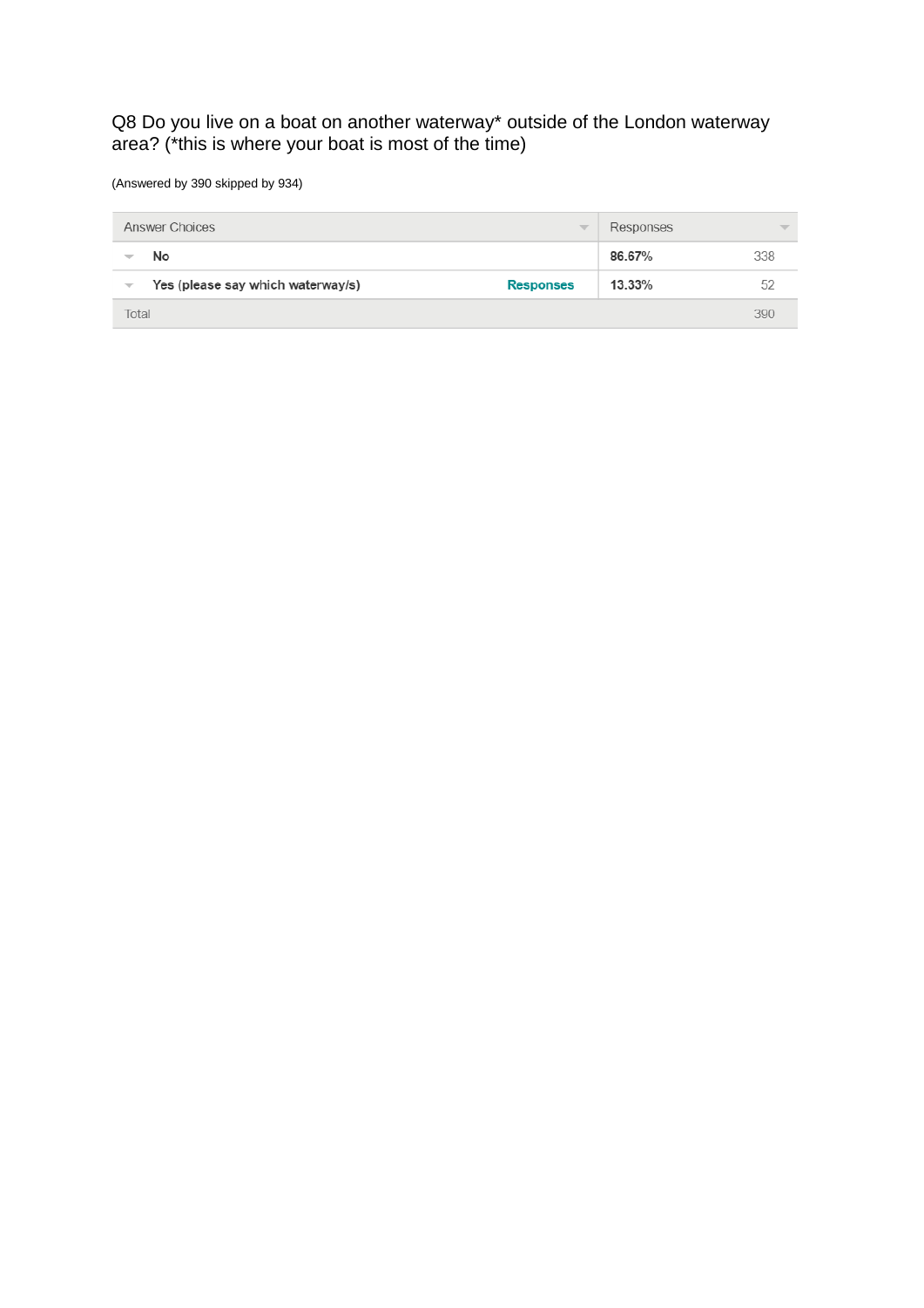Q8 Do you live on a boat on another waterway* outside of the London waterway area? (*this is where your boat is most of the time)

(Answered by 390 skipped by 934)

| Answer Choices | | Responses | |
|---|---|---|---|
| **No** | | **86.67%** | 338 |
| **Yes (please say which waterway/s)** | **Responses** | **13.33%** | 52 |
| Total | | | 390 |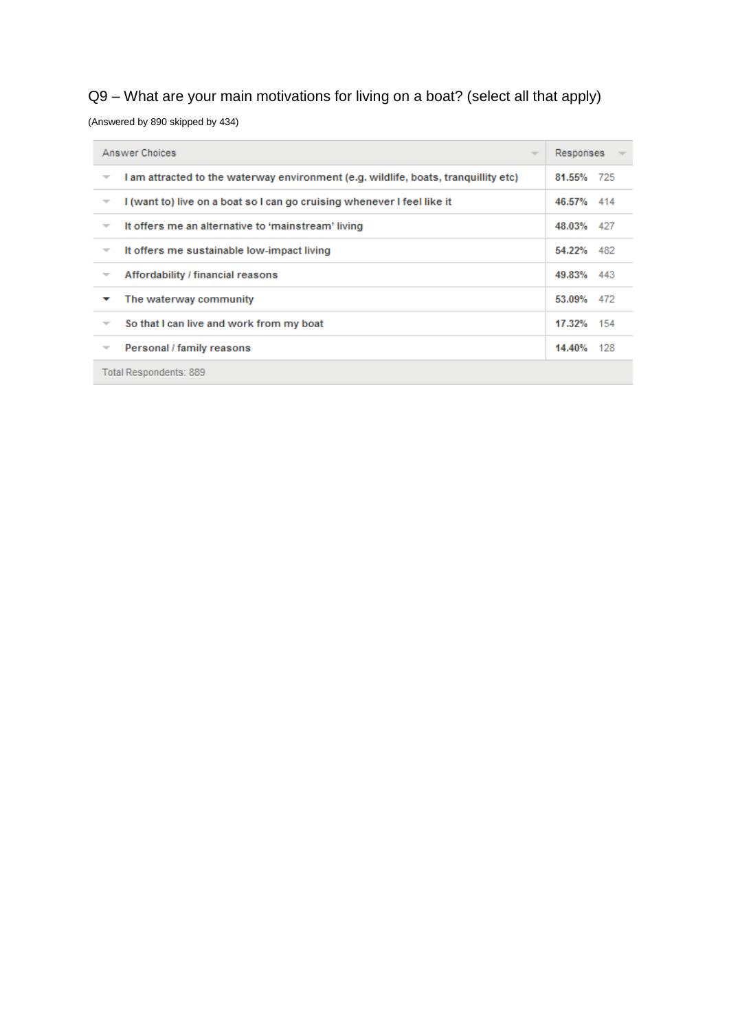Q9 – What are your main motivations for living on a boat? (select all that apply)

(Answered by 890 skipped by 434)

| Answer Choices | Responses | |
|---|---|---|
| I am attracted to the waterway environment (e.g. wildlife, boats, tranquillity etc) | **81.55%** | 725 |
| I (want to) live on a boat so I can go cruising whenever I feel like it | **46.57%** | 414 |
| It offers me an alternative to 'mainstream' living | **48.03%** | 427 |
| It offers me sustainable low-impact living | **54.22%** | 482 |
| Affordability / financial reasons | **49.83%** | 443 |
| The waterway community | **53.09%** | 472 |
| So that I can live and work from my boat | **17.32%** | 154 |
| Personal / family reasons | **14.40%** | 128 |
| Total Respondents: 889 | | |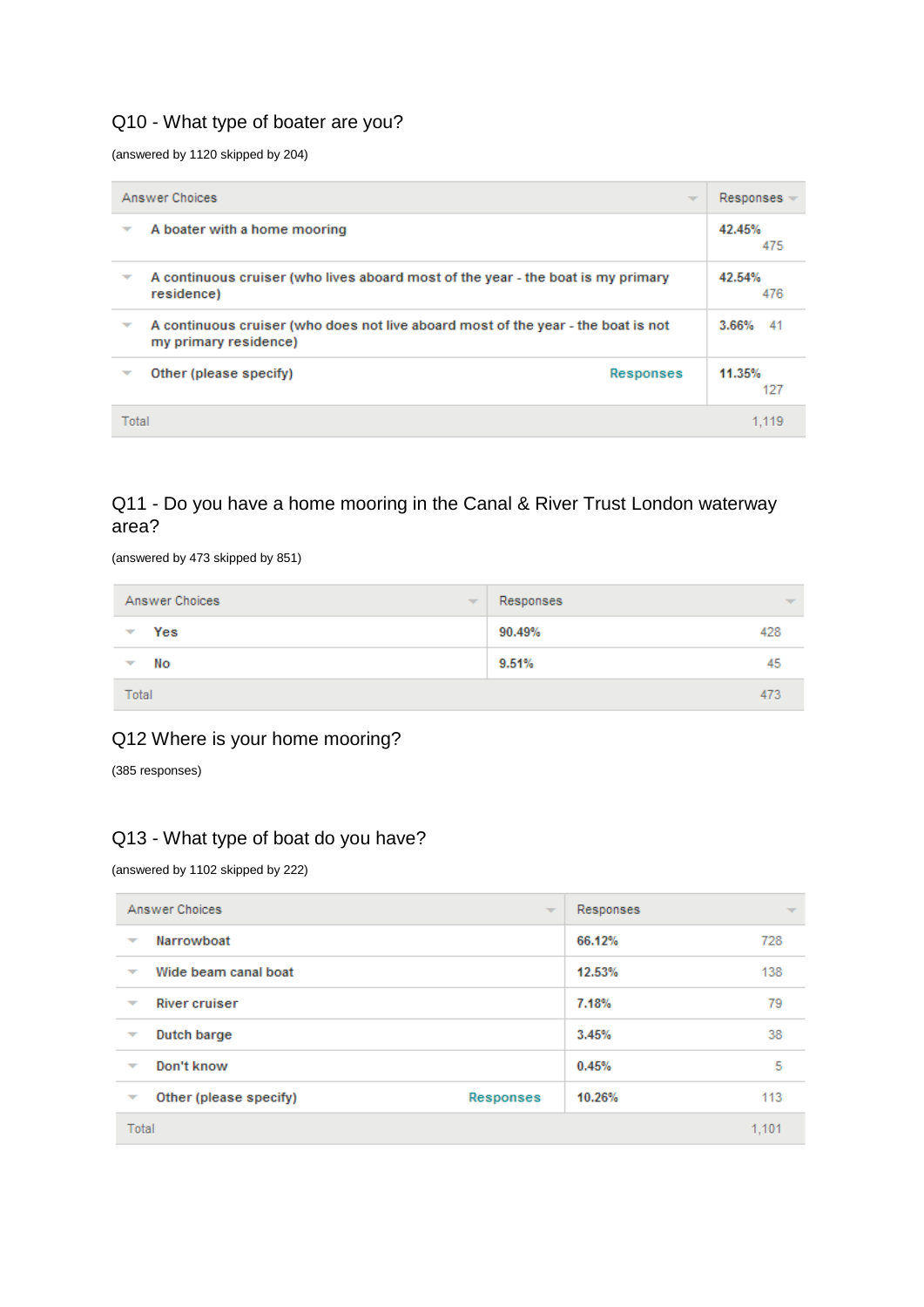## Q10 - What type of boater are you?

(answered by 1120 skipped by 204)

| Answer Choices | | Responses | |
|---|---|---|---|
| A boater with a home mooring | | 42.45% | 475 |
| A continuous cruiser (who lives aboard most of the year - the boat is my primary residence) | | 42.54% | 476 |
| A continuous cruiser (who does not live aboard most of the year - the boat is not my primary residence) | | 3.66% | 41 |
| Other (please specify) | Responses | 11.35% | 127 |
| Total | | | 1,119 |

## Q11 - Do you have a home mooring in the Canal & River Trust London waterway area?

(answered by 473 skipped by 851)

| Answer Choices | Responses | |
|---|---|---|
| Yes | 90.49% | 428 |
| No | 9.51% | 45 |
| Total | | 473 |

## Q12 Where is your home mooring?

(385 responses)

## Q13 - What type of boat do you have?

(answered by 1102 skipped by 222)

| Answer Choices | | Responses | |
|---|---|---|---|
| Narrowboat | | 66.12% | 728 |
| Wide beam canal boat | | 12.53% | 138 |
| River cruiser | | 7.18% | 79 |
| Dutch barge | | 3.45% | 38 |
| Don't know | | 0.45% | 5 |
| Other (please specify) | Responses | 10.26% | 113 |
| Total | | | 1,101 |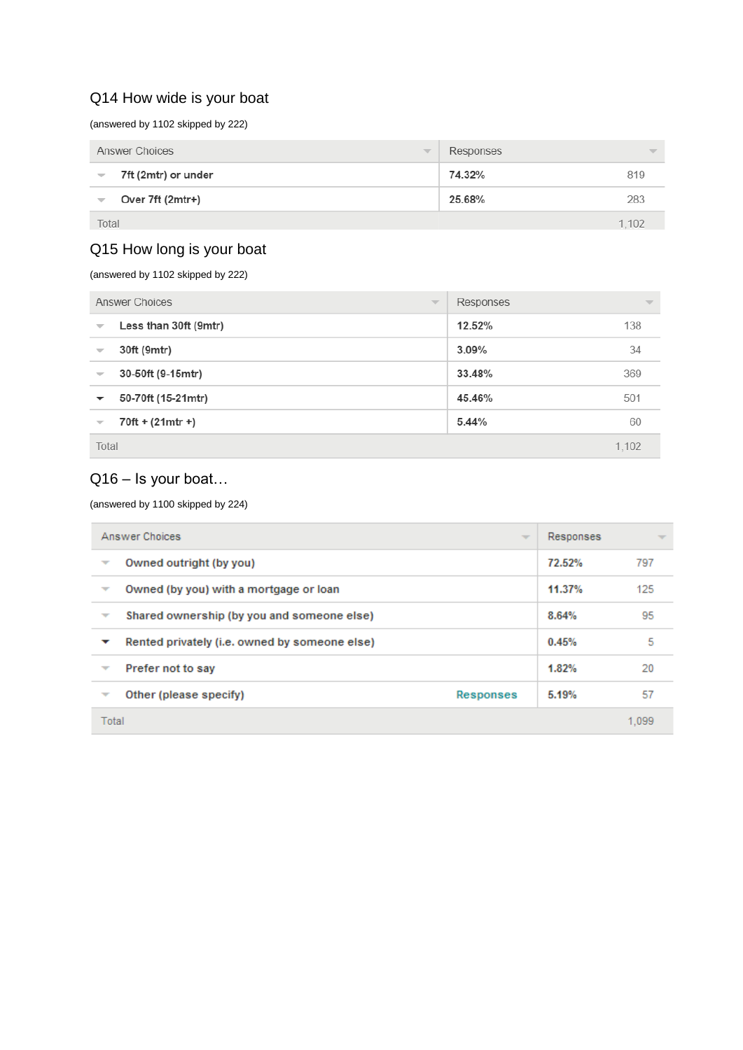## Q14 How wide is your boat

(answered by 1102 skipped by 222)

| Answer Choices | Responses | |
|---|---|---|
| 7ft (2mtr) or under | 74.32% | 819 |
| Over 7ft (2mtr+) | 25.68% | 283 |
| Total | | 1,102 |

## Q15 How long is your boat

(answered by 1102 skipped by 222)

| Answer Choices | Responses | |
|---|---|---|
| Less than 30ft (9mtr) | 12.52% | 138 |
| 30ft (9mtr) | 3.09% | 34 |
| 30-50ft (9-15mtr) | 33.48% | 369 |
| 50-70ft (15-21mtr) | 45.46% | 501 |
| 70ft + (21mtr +) | 5.44% | 60 |
| Total | | 1,102 |

## Q16 – Is your boat…

(answered by 1100 skipped by 224)

| Answer Choices | Responses | |
|---|---|---|
| Owned outright (by you) | 72.52% | 797 |
| Owned (by you) with a mortgage or loan | 11.37% | 125 |
| Shared ownership (by you and someone else) | 8.64% | 95 |
| Rented privately (i.e. owned by someone else) | 0.45% | 5 |
| Prefer not to say | 1.82% | 20 |
| Other (please specify) Responses | 5.19% | 57 |
| Total | | 1,099 |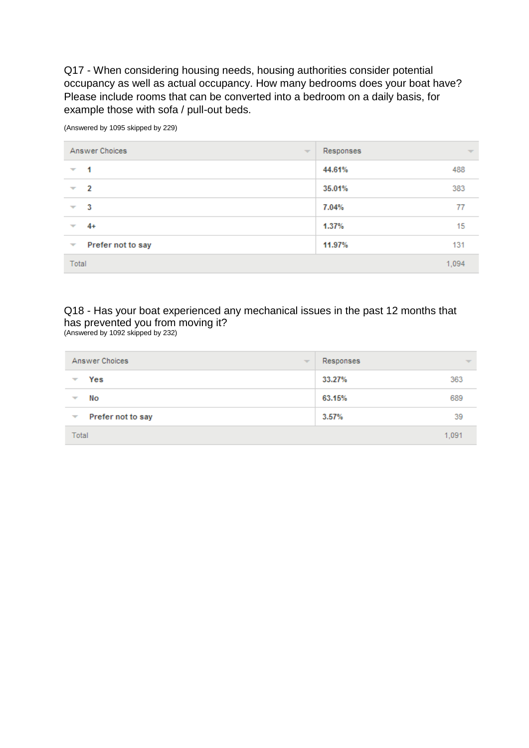Q17 - When considering housing needs, housing authorities consider potential occupancy as well as actual occupancy. How many bedrooms does your boat have? Please include rooms that can be converted into a bedroom on a daily basis, for example those with sofa / pull-out beds.

(Answered by 1095 skipped by 229)

| Answer Choices | Responses | |
|---|---|---|
| 1 | 44.61% | 488 |
| 2 | 35.01% | 383 |
| 3 | 7.04% | 77 |
| 4+ | 1.37% | 15 |
| Prefer not to say | 11.97% | 131 |
| Total | | 1,094 |

Q18 - Has your boat experienced any mechanical issues in the past 12 months that has prevented you from moving it?

(Answered by 1092 skipped by 232)

| Answer Choices | Responses | |
|---|---|---|
| Yes | 33.27% | 363 |
| No | 63.15% | 689 |
| Prefer not to say | 3.57% | 39 |
| Total | | 1,091 |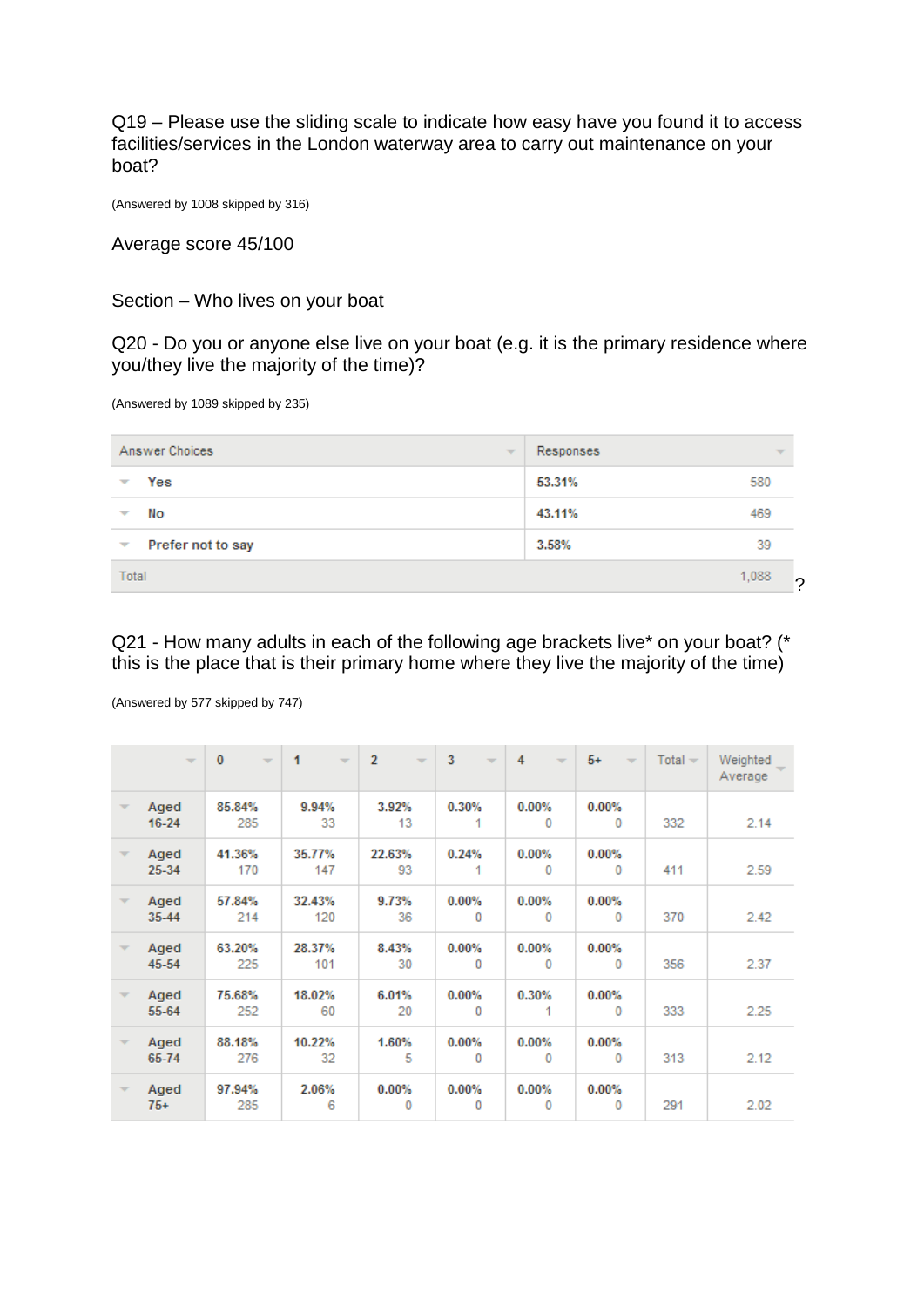Q19 – Please use the sliding scale to indicate how easy have you found it to access facilities/services in the London waterway area to carry out maintenance on your boat?

(Answered by 1008 skipped by 316)

Average score 45/100

Section – Who lives on your boat

Q20 - Do you or anyone else live on your boat (e.g. it is the primary residence where you/they live the majority of the time)?

(Answered by 1089 skipped by 235)

| Answer Choices | Responses | |
|---|---|---|
| Yes | 53.31% | 580 |
| No | 43.11% | 469 |
| Prefer not to say | 3.58% | 39 |
| Total | | 1,088 |

?

Q21 - How many adults in each of the following age brackets live* on your boat? (* this is the place that is their primary home where they live the majority of the time)

(Answered by 577 skipped by 747)

| | 0 | 1 | 2 | 3 | 4 | 5+ | Total | Weighted Average |
|---|---|---|---|---|---|---|---|---|
| Aged 16-24 | 85.84% 285 | 9.94% 33 | 3.92% 13 | 0.30% 1 | 0.00% 0 | 0.00% 0 | 332 | 2.14 |
| Aged 25-34 | 41.36% 170 | 35.77% 147 | 22.63% 93 | 0.24% 1 | 0.00% 0 | 0.00% 0 | 411 | 2.59 |
| Aged 35-44 | 57.84% 214 | 32.43% 120 | 9.73% 36 | 0.00% 0 | 0.00% 0 | 0.00% 0 | 370 | 2.42 |
| Aged 45-54 | 63.20% 225 | 28.37% 101 | 8.43% 30 | 0.00% 0 | 0.00% 0 | 0.00% 0 | 356 | 2.37 |
| Aged 55-64 | 75.68% 252 | 18.02% 60 | 6.01% 20 | 0.00% 0 | 0.30% 1 | 0.00% 0 | 333 | 2.25 |
| Aged 65-74 | 88.18% 276 | 10.22% 32 | 1.60% 5 | 0.00% 0 | 0.00% 0 | 0.00% 0 | 313 | 2.12 |
| Aged 75+ | 97.94% 285 | 2.06% 6 | 0.00% 0 | 0.00% 0 | 0.00% 0 | 0.00% 0 | 291 | 2.02 |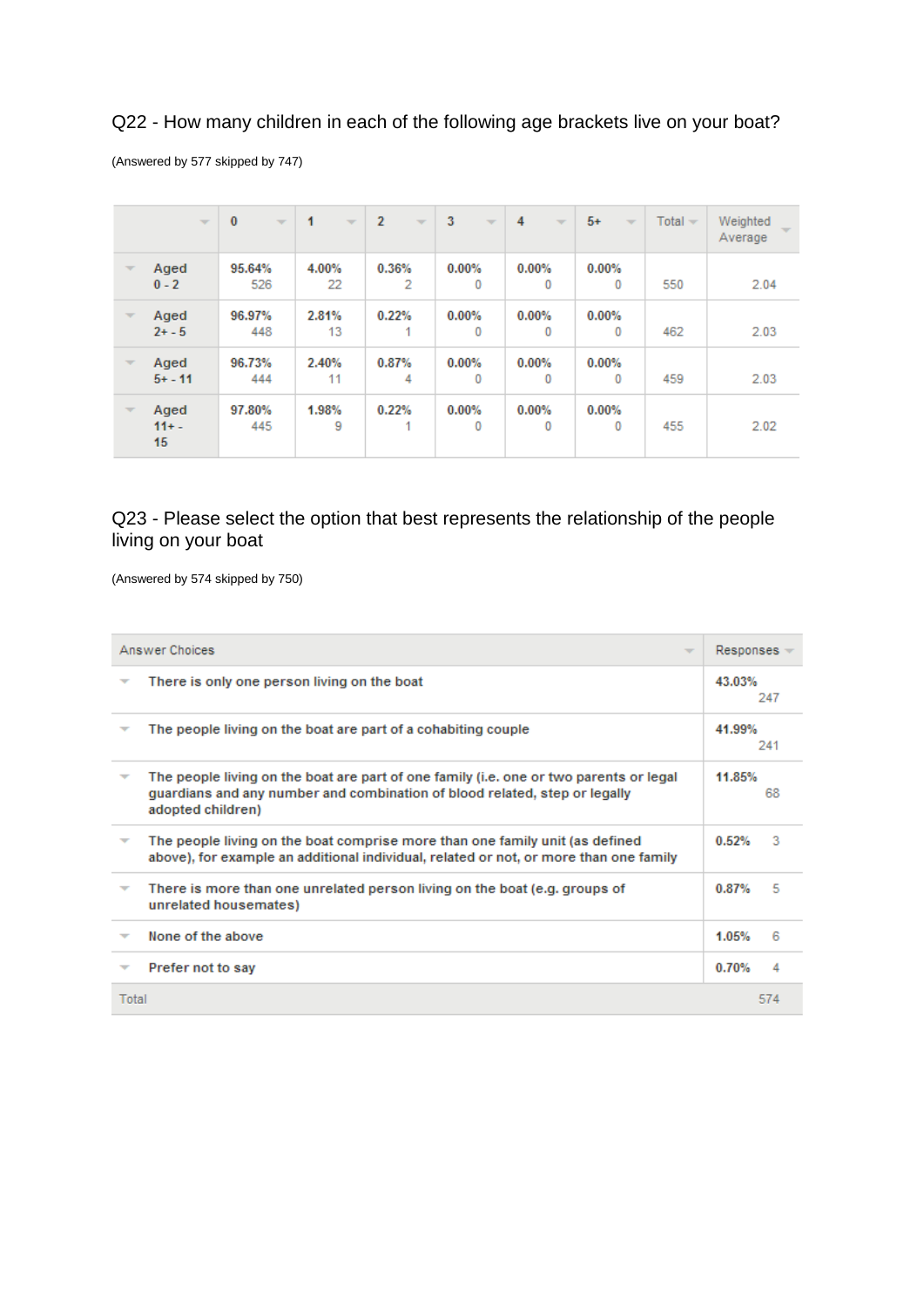## Q22 - How many children in each of the following age brackets live on your boat?

(Answered by 577 skipped by 747)

| | 0 | 1 | 2 | 3 | 4 | 5+ | Total | Weighted Average |
|---|---|---|---|---|---|---|---|---|
| Aged 0 - 2 | 95.64% 526 | 4.00% 22 | 0.36% 2 | 0.00% 0 | 0.00% 0 | 0.00% 0 | 550 | 2.04 |
| Aged 2+ - 5 | 96.97% 448 | 2.81% 13 | 0.22% 1 | 0.00% 0 | 0.00% 0 | 0.00% 0 | 462 | 2.03 |
| Aged 5+ - 11 | 96.73% 444 | 2.40% 11 | 0.87% 4 | 0.00% 0 | 0.00% 0 | 0.00% 0 | 459 | 2.03 |
| Aged 11+ - 15 | 97.80% 445 | 1.98% 9 | 0.22% 1 | 0.00% 0 | 0.00% 0 | 0.00% 0 | 455 | 2.02 |

## Q23 - Please select the option that best represents the relationship of the people living on your boat

(Answered by 574 skipped by 750)

| Answer Choices | Responses | |
|---|---|---|
| There is only one person living on the boat | 43.03% | 247 |
| The people living on the boat are part of a cohabiting couple | 41.99% | 241 |
| The people living on the boat are part of one family (i.e. one or two parents or legal guardians and any number and combination of blood related, step or legally adopted children) | 11.85% | 68 |
| The people living on the boat comprise more than one family unit (as defined above), for example an additional individual, related or not, or more than one family | 0.52% | 3 |
| There is more than one unrelated person living on the boat (e.g. groups of unrelated housemates) | 0.87% | 5 |
| None of the above | 1.05% | 6 |
| Prefer not to say | 0.70% | 4 |
| Total | | 574 |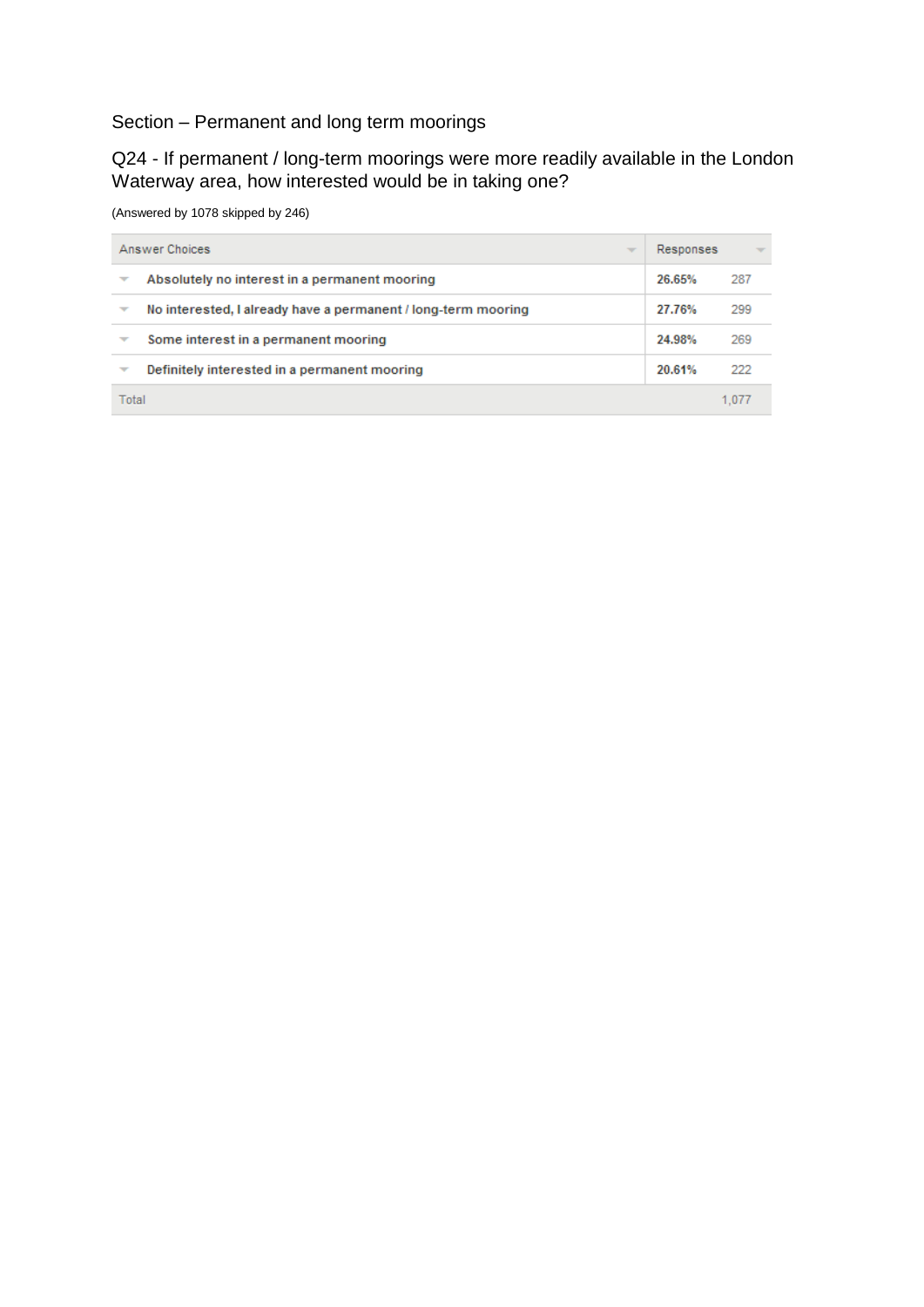## Section – Permanent and long term moorings

### Q24 - If permanent / long-term moorings were more readily available in the London Waterway area, how interested would be in taking one?

(Answered by 1078 skipped by 246)

| Answer Choices | Responses | |
|---|---|---|
| Absolutely no interest in a permanent mooring | **26.65%** | 287 |
| No interested, I already have a permanent / long-term mooring | **27.76%** | 299 |
| Some interest in a permanent mooring | **24.98%** | 269 |
| Definitely interested in a permanent mooring | **20.61%** | 222 |
| Total | | 1,077 |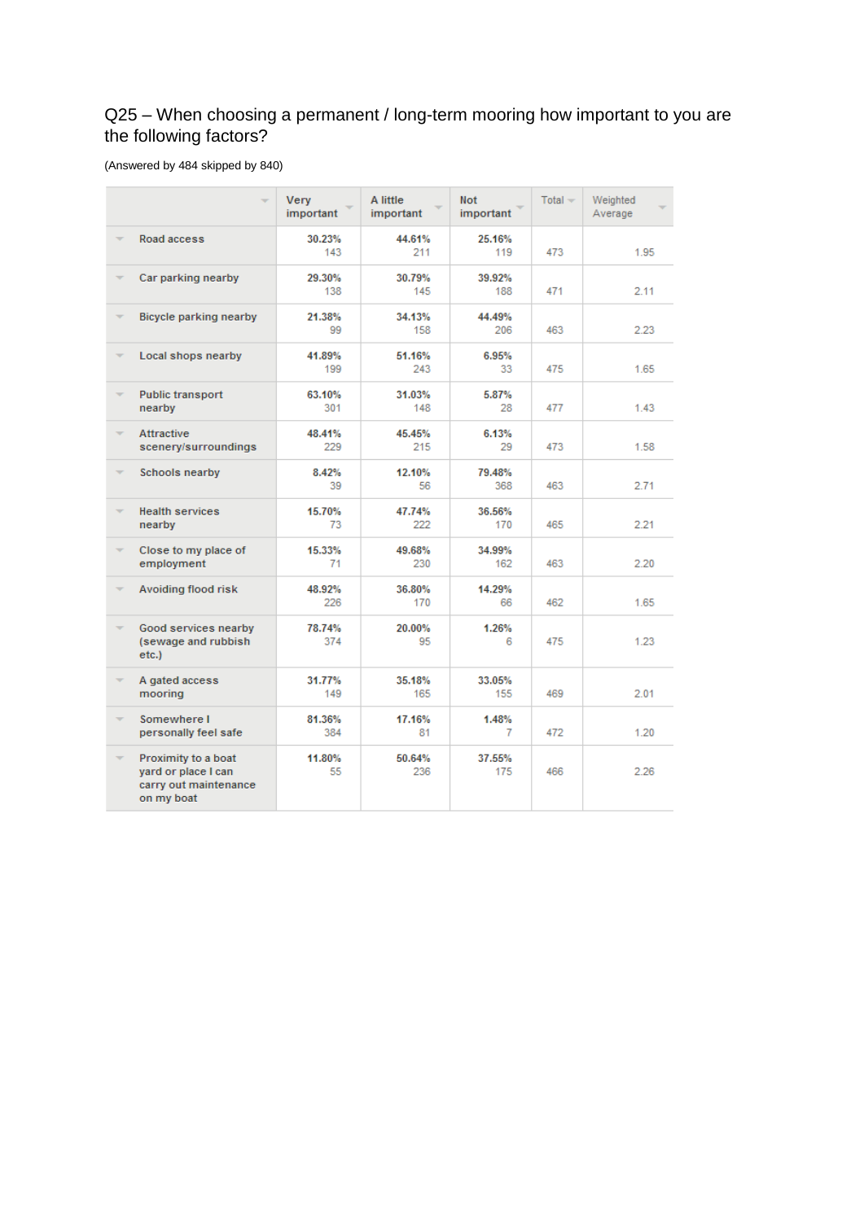Q25 – When choosing a permanent / long-term mooring how important to you are the following factors?

(Answered by 484 skipped by 840)

| | Very important | A little important | Not important | Total | Weighted Average |
|---|---|---|---|---|---|
| Road access | 30.23%<br>143 | 44.61%<br>211 | 25.16%<br>119 | 473 | 1.95 |
| Car parking nearby | 29.30%<br>138 | 30.79%<br>145 | 39.92%<br>188 | 471 | 2.11 |
| Bicycle parking nearby | 21.38%<br>99 | 34.13%<br>158 | 44.49%<br>206 | 463 | 2.23 |
| Local shops nearby | 41.89%<br>199 | 51.16%<br>243 | 6.95%<br>33 | 475 | 1.65 |
| Public transport nearby | 63.10%<br>301 | 31.03%<br>148 | 5.87%<br>28 | 477 | 1.43 |
| Attractive scenery/surroundings | 48.41%<br>229 | 45.45%<br>215 | 6.13%<br>29 | 473 | 1.58 |
| Schools nearby | 8.42%<br>39 | 12.10%<br>56 | 79.48%<br>368 | 463 | 2.71 |
| Health services nearby | 15.70%<br>73 | 47.74%<br>222 | 36.56%<br>170 | 465 | 2.21 |
| Close to my place of employment | 15.33%<br>71 | 49.68%<br>230 | 34.99%<br>162 | 463 | 2.20 |
| Avoiding flood risk | 48.92%<br>226 | 36.80%<br>170 | 14.29%<br>66 | 462 | 1.65 |
| Good services nearby (sewage and rubbish etc.) | 78.74%<br>374 | 20.00%<br>95 | 1.26%<br>6 | 475 | 1.23 |
| A gated access mooring | 31.77%<br>149 | 35.18%<br>165 | 33.05%<br>155 | 469 | 2.01 |
| Somewhere I personally feel safe | 81.36%<br>384 | 17.16%<br>81 | 1.48%<br>7 | 472 | 1.20 |
| Proximity to a boat yard or place I can carry out maintenance on my boat | 11.80%<br>55 | 50.64%<br>236 | 37.55%<br>175 | 466 | 2.26 |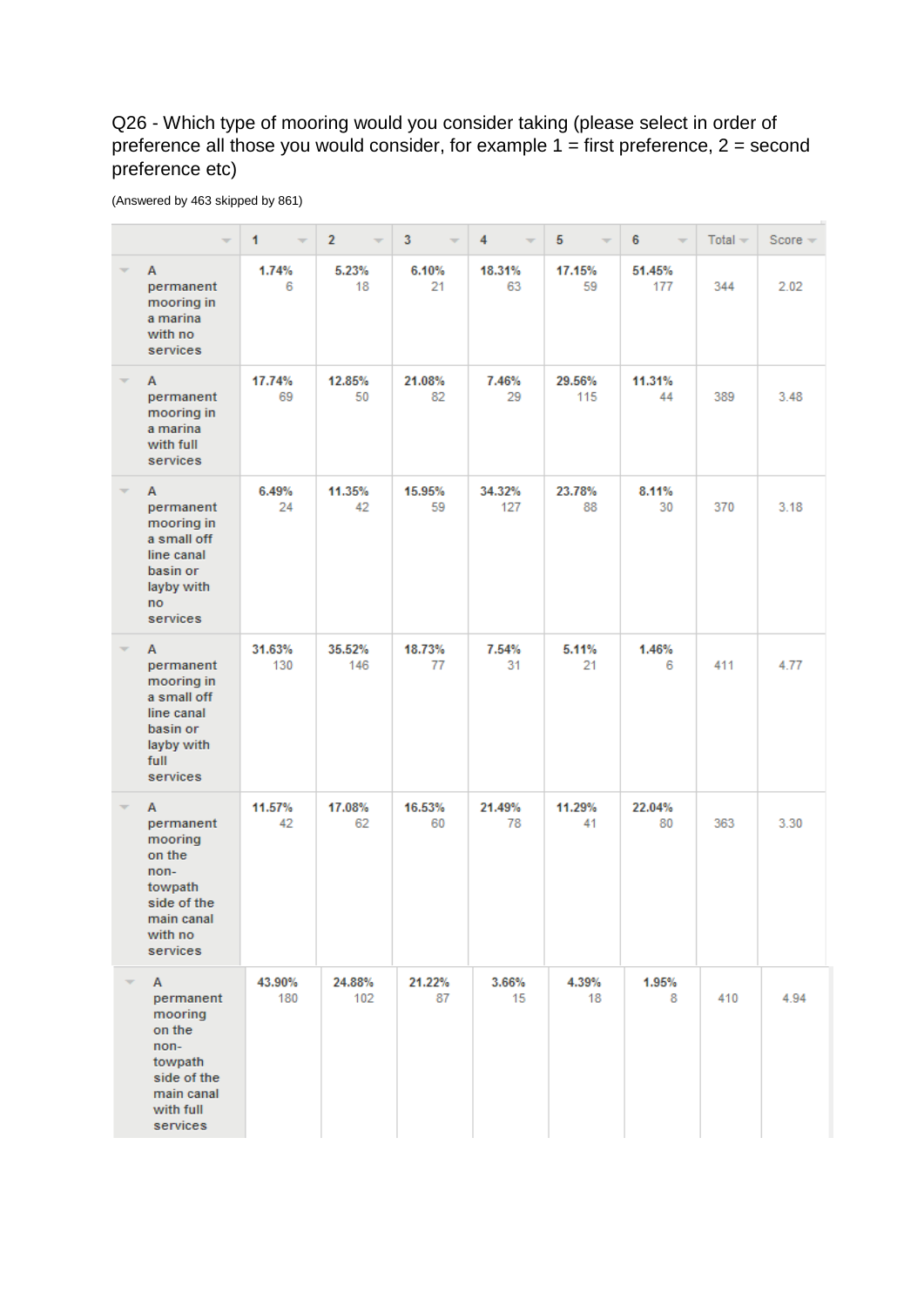Q26 - Which type of mooring would you consider taking (please select in order of preference all those you would consider, for example 1 = first preference, 2 = second preference etc)

(Answered by 463 skipped by 861)

| | 1 | 2 | 3 | 4 | 5 | 6 | Total | Score |
|---|---|---|---|---|---|---|---|---|
| A permanent mooring in a marina with no services | 1.74% 6 | 5.23% 18 | 6.10% 21 | 18.31% 63 | 17.15% 59 | 51.45% 177 | 344 | 2.02 |
| A permanent mooring in a marina with full services | 17.74% 69 | 12.85% 50 | 21.08% 82 | 7.46% 29 | 29.56% 115 | 11.31% 44 | 389 | 3.48 |
| A permanent mooring in a small off line canal basin or layby with no services | 6.49% 24 | 11.35% 42 | 15.95% 59 | 34.32% 127 | 23.78% 88 | 8.11% 30 | 370 | 3.18 |
| A permanent mooring in a small off line canal basin or layby with full services | 31.63% 130 | 35.52% 146 | 18.73% 77 | 7.54% 31 | 5.11% 21 | 1.46% 6 | 411 | 4.77 |
| A permanent mooring on the non-towpath side of the main canal with no services | 11.57% 42 | 17.08% 62 | 16.53% 60 | 21.49% 78 | 11.29% 41 | 22.04% 80 | 363 | 3.30 |
| A permanent mooring on the non-towpath side of the main canal with full services | 43.90% 180 | 24.88% 102 | 21.22% 87 | 3.66% 15 | 4.39% 18 | 1.95% 8 | 410 | 4.94 |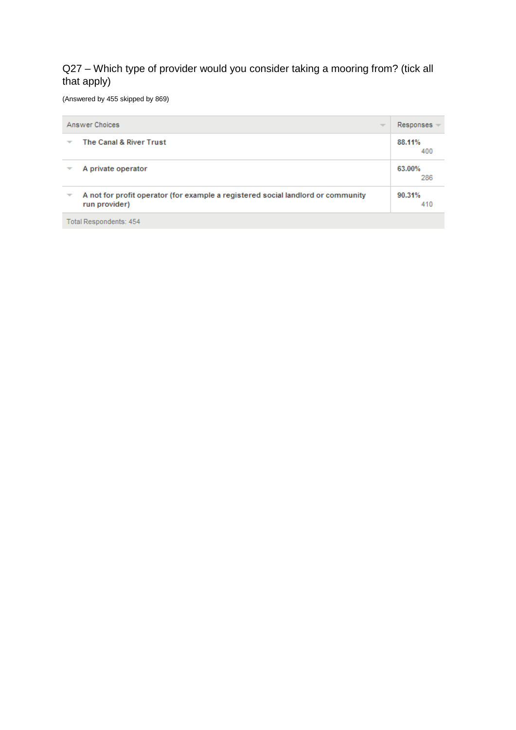Q27 – Which type of provider would you consider taking a mooring from? (tick all that apply)

(Answered by 455 skipped by 869)

| Answer Choices | Responses | |
|---|---|---|
| The Canal & River Trust | 88.11% | 400 |
| A private operator | 63.00% | 286 |
| A not for profit operator (for example a registered social landlord or community run provider) | 90.31% | 410 |
| Total Respondents: 454 | | |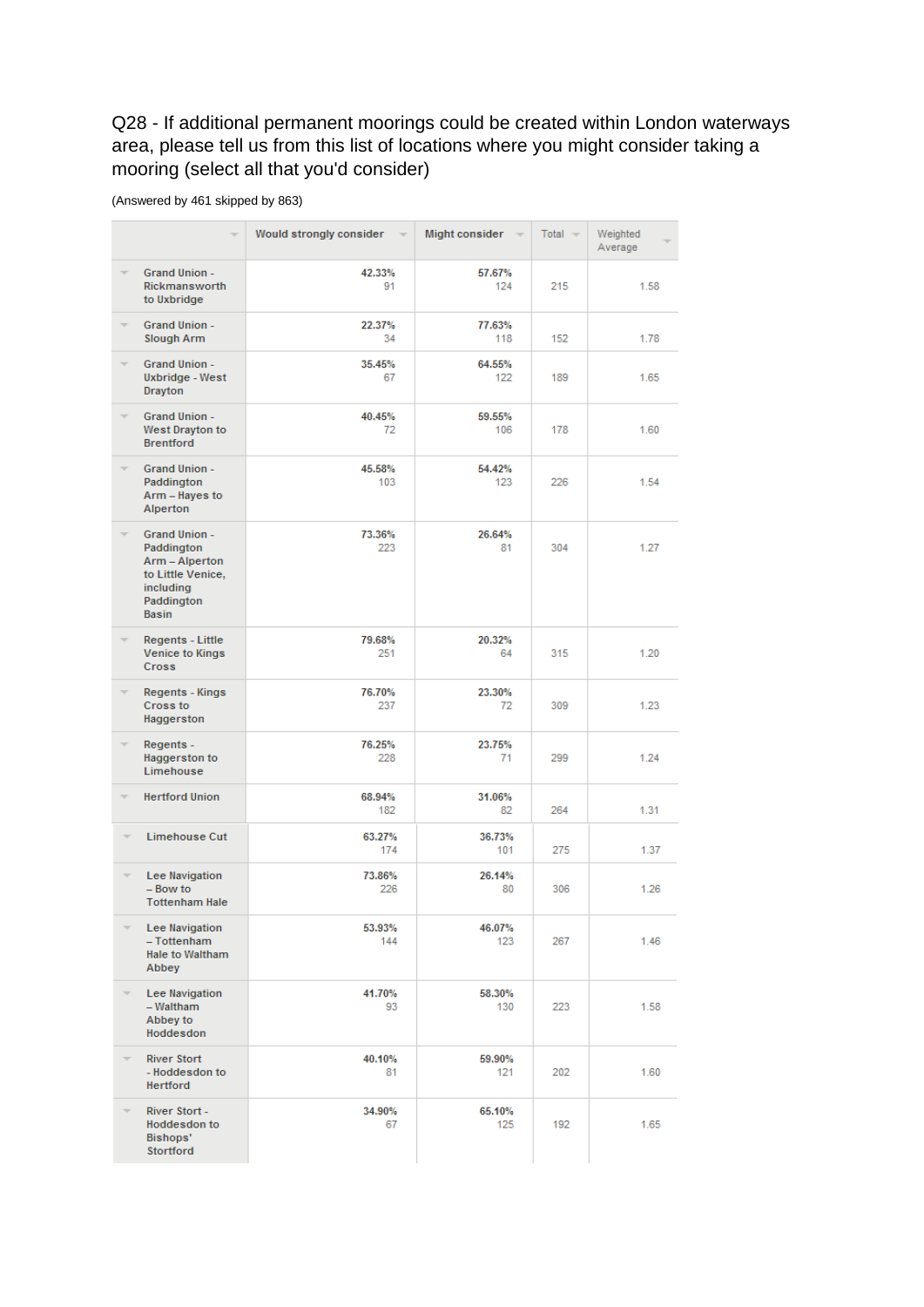Q28 - If additional permanent moorings could be created within London waterways area, please tell us from this list of locations where you might consider taking a mooring (select all that you'd consider)

(Answered by 461 skipped by 863)

| | Would strongly consider | Might consider | Total | Weighted Average |
|---|---|---|---|---|
| Grand Union - Rickmansworth to Uxbridge | 42.33% 91 | 57.67% 124 | 215 | 1.58 |
| Grand Union - Slough Arm | 22.37% 34 | 77.63% 118 | 152 | 1.78 |
| Grand Union - Uxbridge - West Drayton | 35.45% 67 | 64.55% 122 | 189 | 1.65 |
| Grand Union - West Drayton to Brentford | 40.45% 72 | 59.55% 106 | 178 | 1.60 |
| Grand Union - Paddington Arm – Hayes to Alperton | 45.58% 103 | 54.42% 123 | 226 | 1.54 |
| Grand Union - Paddington Arm – Alperton to Little Venice, including Paddington Basin | 73.36% 223 | 26.64% 81 | 304 | 1.27 |
| Regents - Little Venice to Kings Cross | 79.68% 251 | 20.32% 64 | 315 | 1.20 |
| Regents - Kings Cross to Haggerston | 76.70% 237 | 23.30% 72 | 309 | 1.23 |
| Regents - Haggerston to Limehouse | 76.25% 228 | 23.75% 71 | 299 | 1.24 |
| Hertford Union | 68.94% 182 | 31.06% 82 | 264 | 1.31 |
| Limehouse Cut | 63.27% 174 | 36.73% 101 | 275 | 1.37 |
| Lee Navigation – Bow to Tottenham Hale | 73.86% 226 | 26.14% 80 | 306 | 1.26 |
| Lee Navigation – Tottenham Hale to Waltham Abbey | 53.93% 144 | 46.07% 123 | 267 | 1.46 |
| Lee Navigation – Waltham Abbey to Hoddesdon | 41.70% 93 | 58.30% 130 | 223 | 1.58 |
| River Stort - Hoddesdon to Hertford | 40.10% 81 | 59.90% 121 | 202 | 1.60 |
| River Stort - Hoddesdon to Bishops' Stortford | 34.90% 67 | 65.10% 125 | 192 | 1.65 |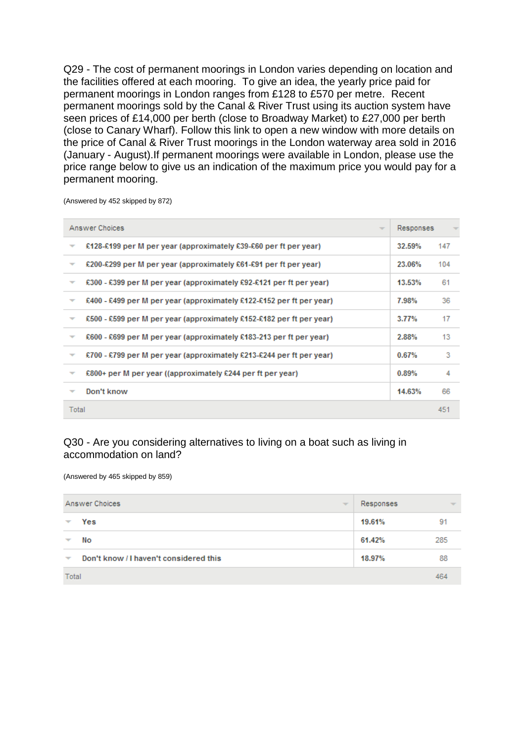Q29 - The cost of permanent moorings in London varies depending on location and the facilities offered at each mooring.  To give an idea, the yearly price paid for permanent moorings in London ranges from £128 to £570 per metre.  Recent permanent moorings sold by the Canal & River Trust using its auction system have seen prices of £14,000 per berth (close to Broadway Market) to £27,000 per berth (close to Canary Wharf). Follow this link to open a new window with more details on the price of Canal & River Trust moorings in the London waterway area sold in 2016 (January - August).If permanent moorings were available in London, please use the price range below to give us an indication of the maximum price you would pay for a permanent mooring.

(Answered by 452 skipped by 872)

| Answer Choices | Responses | |
|---|---|---|
| £128-£199 per M per year (approximately £39-£60 per ft per year) | 32.59% | 147 |
| £200-£299 per M per year (approximately £61-£91 per ft per year) | 23.06% | 104 |
| £300 - £399 per M per year (approximately £92-£121 per ft per year) | 13.53% | 61 |
| £400 - £499 per M per year (approximately £122-£152 per ft per year) | 7.98% | 36 |
| £500 - £599 per M per year (approximately £152-£182 per ft per year) | 3.77% | 17 |
| £600 - £699 per M per year (approximately £183-213 per ft per year) | 2.88% | 13 |
| £700 - £799 per M per year (approximately £213-£244 per ft per year) | 0.67% | 3 |
| £800+ per M per year ((approximately £244 per ft per year) | 0.89% | 4 |
| Don't know | 14.63% | 66 |
| Total | | 451 |

Q30 - Are you considering alternatives to living on a boat such as living in accommodation on land?

(Answered by 465 skipped by 859)

| Answer Choices | Responses | |
|---|---|---|
| Yes | 19.61% | 91 |
| No | 61.42% | 285 |
| Don't know / I haven't considered this | 18.97% | 88 |
| Total | | 464 |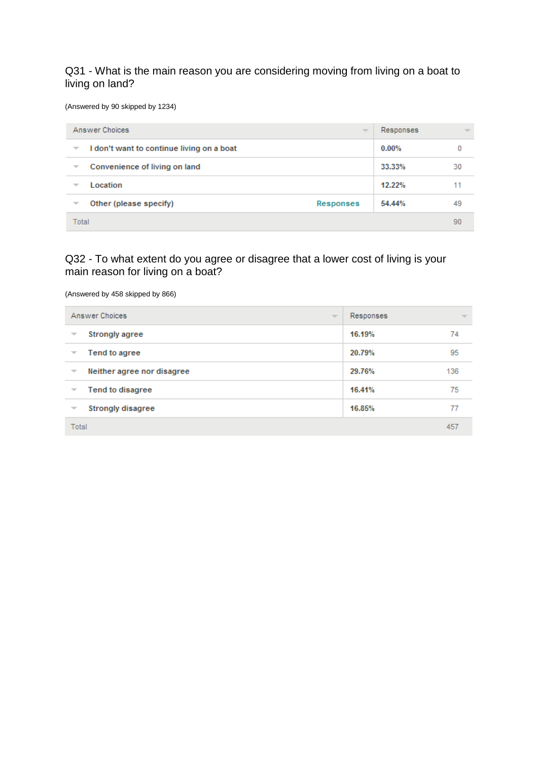## Q31 - What is the main reason you are considering moving from living on a boat to living on land?

(Answered by 90 skipped by 1234)

| Answer Choices | | Responses | |
|---|---|---|---|
| I don't want to continue living on a boat | | 0.00% | 0 |
| Convenience of living on land | | 33.33% | 30 |
| Location | | 12.22% | 11 |
| Other (please specify) | Responses | 54.44% | 49 |
| Total | | | 90 |

## Q32 - To what extent do you agree or disagree that a lower cost of living is your main reason for living on a boat?

(Answered by 458 skipped by 866)

| Answer Choices | Responses | |
|---|---|---|
| Strongly agree | 16.19% | 74 |
| Tend to agree | 20.79% | 95 |
| Neither agree nor disagree | 29.76% | 136 |
| Tend to disagree | 16.41% | 75 |
| Strongly disagree | 16.85% | 77 |
| Total | | 457 |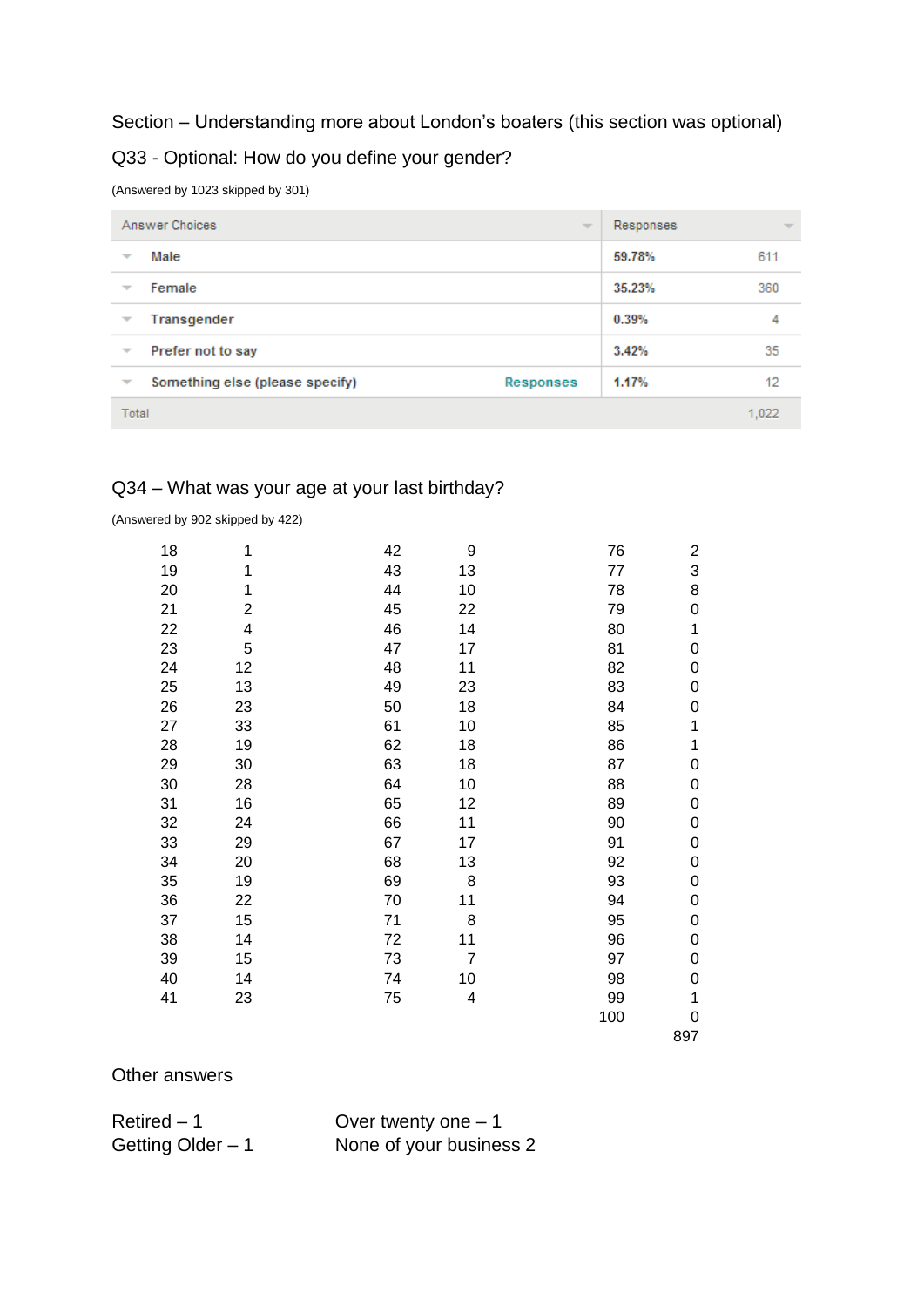Section – Understanding more about London's boaters (this section was optional)

Q33 - Optional: How do you define your gender?

(Answered by 1023 skipped by 301)

| Answer Choices | | Responses | |
|---|---|---|---|
| Male | | 59.78% | 611 |
| Female | | 35.23% | 360 |
| Transgender | | 0.39% | 4 |
| Prefer not to say | | 3.42% | 35 |
| Something else (please specify) | Responses | 1.17% | 12 |
| Total | | | 1,022 |

Q34 – What was your age at your last birthday?

(Answered by 902 skipped by 422)

| Age | Count | Age | Count | Age | Count |
|---|---|---|---|---|---|
| 18 | 1 | 42 | 9 | 76 | 2 |
| 19 | 1 | 43 | 13 | 77 | 3 |
| 20 | 1 | 44 | 10 | 78 | 8 |
| 21 | 2 | 45 | 22 | 79 | 0 |
| 22 | 4 | 46 | 14 | 80 | 1 |
| 23 | 5 | 47 | 17 | 81 | 0 |
| 24 | 12 | 48 | 11 | 82 | 0 |
| 25 | 13 | 49 | 23 | 83 | 0 |
| 26 | 23 | 50 | 18 | 84 | 0 |
| 27 | 33 | 61 | 10 | 85 | 1 |
| 28 | 19 | 62 | 18 | 86 | 1 |
| 29 | 30 | 63 | 18 | 87 | 0 |
| 30 | 28 | 64 | 10 | 88 | 0 |
| 31 | 16 | 65 | 12 | 89 | 0 |
| 32 | 24 | 66 | 11 | 90 | 0 |
| 33 | 29 | 67 | 17 | 91 | 0 |
| 34 | 20 | 68 | 13 | 92 | 0 |
| 35 | 19 | 69 | 8 | 93 | 0 |
| 36 | 22 | 70 | 11 | 94 | 0 |
| 37 | 15 | 71 | 8 | 95 | 0 |
| 38 | 14 | 72 | 11 | 96 | 0 |
| 39 | 15 | 73 | 7 | 97 | 0 |
| 40 | 14 | 74 | 10 | 98 | 0 |
| 41 | 23 | 75 | 4 | 99 | 1 |
| | | | | 100 | 0 |
| | | | | | 897 |

Other answers

Retired – 1

Getting Older – 1

Over twenty one – 1

None of your business 2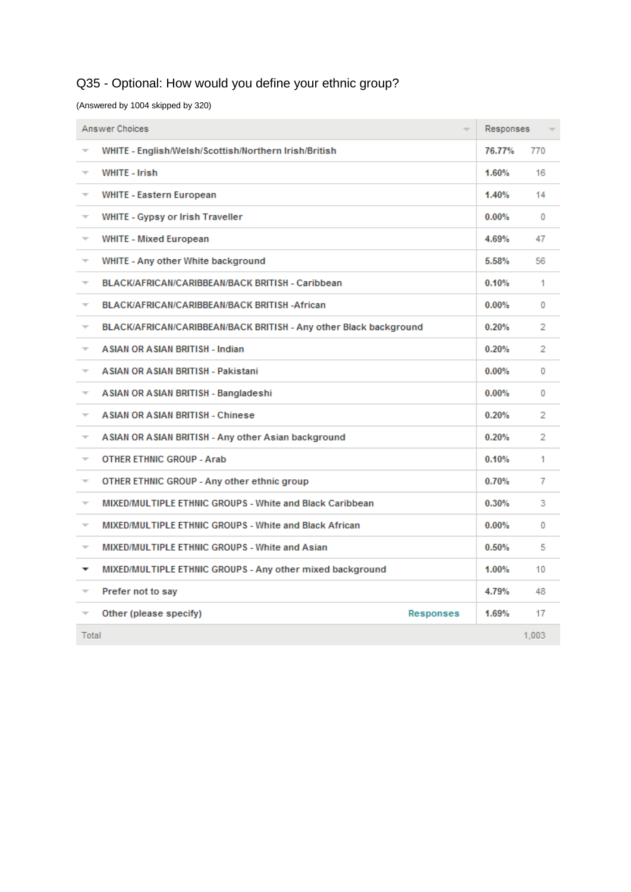## Q35 - Optional: How would you define your ethnic group?

(Answered by 1004 skipped by 320)

| Answer Choices | Responses | |
|---|---|---|
| WHITE - English/Welsh/Scottish/Northern Irish/British | 76.77% | 770 |
| WHITE - Irish | 1.60% | 16 |
| WHITE - Eastern European | 1.40% | 14 |
| WHITE - Gypsy or Irish Traveller | 0.00% | 0 |
| WHITE - Mixed European | 4.69% | 47 |
| WHITE - Any other White background | 5.58% | 56 |
| BLACK/AFRICAN/CARIBBEAN/BACK BRITISH - Caribbean | 0.10% | 1 |
| BLACK/AFRICAN/CARIBBEAN/BACK BRITISH -African | 0.00% | 0 |
| BLACK/AFRICAN/CARIBBEAN/BACK BRITISH - Any other Black background | 0.20% | 2 |
| ASIAN OR ASIAN BRITISH - Indian | 0.20% | 2 |
| ASIAN OR ASIAN BRITISH - Pakistani | 0.00% | 0 |
| ASIAN OR ASIAN BRITISH - Bangladeshi | 0.00% | 0 |
| ASIAN OR ASIAN BRITISH - Chinese | 0.20% | 2 |
| ASIAN OR ASIAN BRITISH - Any other Asian background | 0.20% | 2 |
| OTHER ETHNIC GROUP - Arab | 0.10% | 1 |
| OTHER ETHNIC GROUP - Any other ethnic group | 0.70% | 7 |
| MIXED/MULTIPLE ETHNIC GROUPS - White and Black Caribbean | 0.30% | 3 |
| MIXED/MULTIPLE ETHNIC GROUPS - White and Black African | 0.00% | 0 |
| MIXED/MULTIPLE ETHNIC GROUPS - White and Asian | 0.50% | 5 |
| MIXED/MULTIPLE ETHNIC GROUPS - Any other mixed background | 1.00% | 10 |
| Prefer not to say | 4.79% | 48 |
| Other (please specify) Responses | 1.69% | 17 |
| Total | | 1,003 |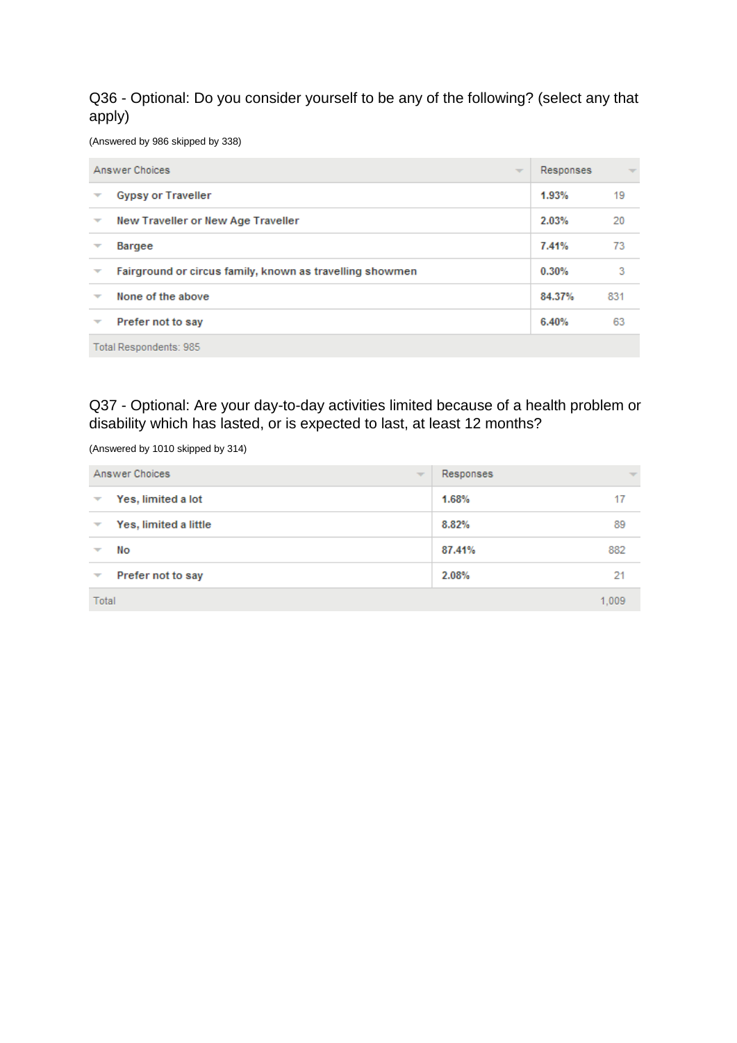## Q36 - Optional: Do you consider yourself to be any of the following? (select any that apply)

(Answered by 986 skipped by 338)

| Answer Choices | Responses | |
|---|---|---|
| Gypsy or Traveller | 1.93% | 19 |
| New Traveller or New Age Traveller | 2.03% | 20 |
| Bargee | 7.41% | 73 |
| Fairground or circus family, known as travelling showmen | 0.30% | 3 |
| None of the above | 84.37% | 831 |
| Prefer not to say | 6.40% | 63 |
| Total Respondents: 985 | | |

## Q37 - Optional: Are your day-to-day activities limited because of a health problem or disability which has lasted, or is expected to last, at least 12 months?

(Answered by 1010 skipped by 314)

| Answer Choices | Responses | |
|---|---|---|
| Yes, limited a lot | 1.68% | 17 |
| Yes, limited a little | 8.82% | 89 |
| No | 87.41% | 882 |
| Prefer not to say | 2.08% | 21 |
| Total | | 1,009 |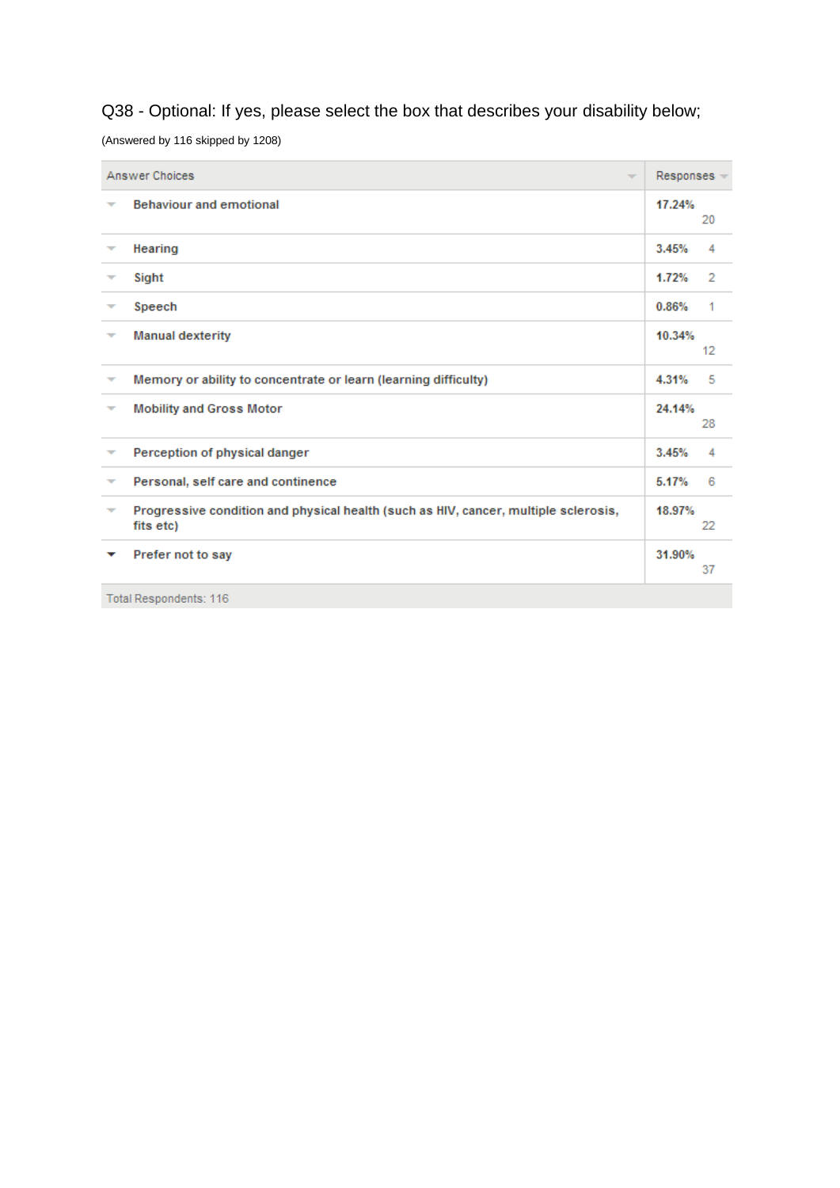Q38 - Optional: If yes, please select the box that describes your disability below;

(Answered by 116 skipped by 1208)

| Answer Choices | Responses | |
|---|---|---|
| Behaviour and emotional | 17.24% | 20 |
| Hearing | 3.45% | 4 |
| Sight | 1.72% | 2 |
| Speech | 0.86% | 1 |
| Manual dexterity | 10.34% | 12 |
| Memory or ability to concentrate or learn (learning difficulty) | 4.31% | 5 |
| Mobility and Gross Motor | 24.14% | 28 |
| Perception of physical danger | 3.45% | 4 |
| Personal, self care and continence | 5.17% | 6 |
| Progressive condition and physical health (such as HIV, cancer, multiple sclerosis, fits etc) | 18.97% | 22 |
| Prefer not to say | 31.90% | 37 |
| Total Respondents: 116 | | |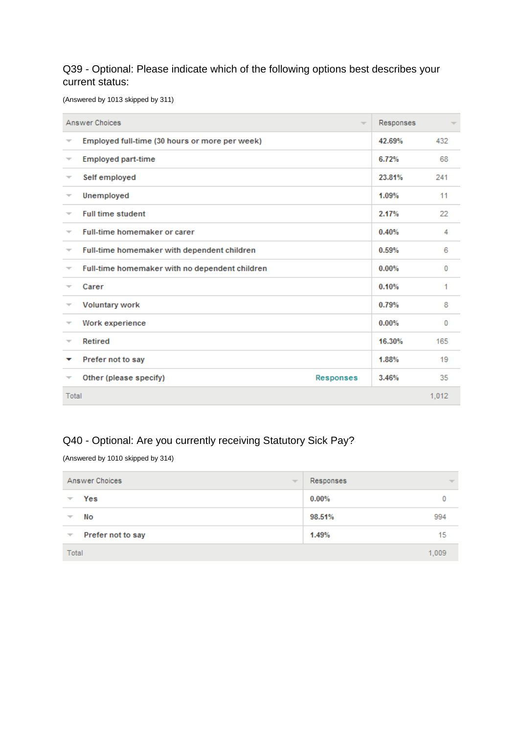## Q39 - Optional: Please indicate which of the following options best describes your current status:

(Answered by 1013 skipped by 311)

| Answer Choices | Responses | |
|---|---|---|
| Employed full-time (30 hours or more per week) | 42.69% | 432 |
| Employed part-time | 6.72% | 68 |
| Self employed | 23.81% | 241 |
| Unemployed | 1.09% | 11 |
| Full time student | 2.17% | 22 |
| Full-time homemaker or carer | 0.40% | 4 |
| Full-time homemaker with dependent children | 0.59% | 6 |
| Full-time homemaker with no dependent children | 0.00% | 0 |
| Carer | 0.10% | 1 |
| Voluntary work | 0.79% | 8 |
| Work experience | 0.00% | 0 |
| Retired | 16.30% | 165 |
| Prefer not to say | 1.88% | 19 |
| Other (please specify) Responses | 3.46% | 35 |
| Total | | 1,012 |

## Q40 - Optional: Are you currently receiving Statutory Sick Pay?

(Answered by 1010 skipped by 314)

| Answer Choices | Responses | |
|---|---|---|
| Yes | 0.00% | 0 |
| No | 98.51% | 994 |
| Prefer not to say | 1.49% | 15 |
| Total | | 1,009 |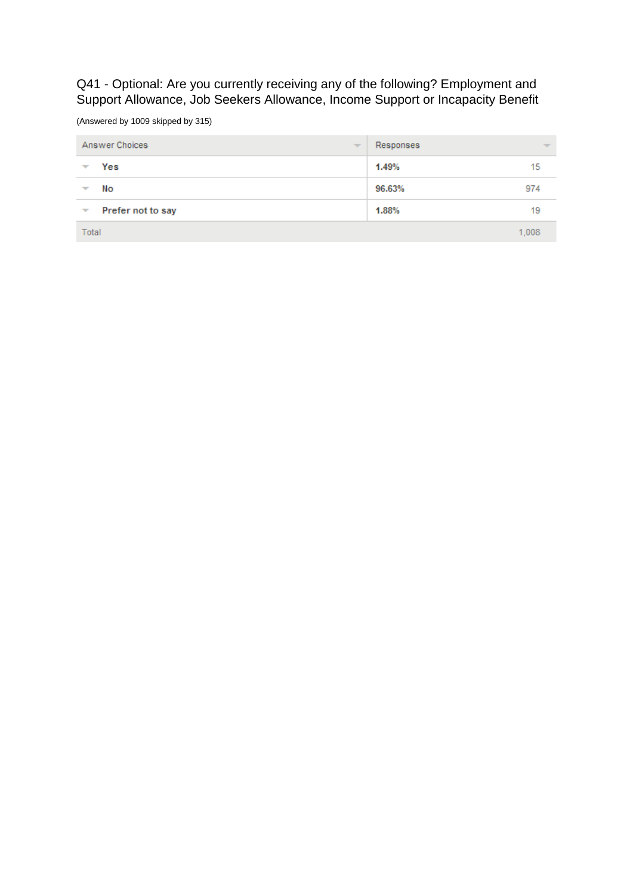Q41 - Optional: Are you currently receiving any of the following? Employment and Support Allowance, Job Seekers Allowance, Income Support or Incapacity Benefit

(Answered by 1009 skipped by 315)

| Answer Choices | Responses | |
|---|---|---|
| **Yes** | **1.49%** | 15 |
| **No** | **96.63%** | 974 |
| **Prefer not to say** | **1.88%** | 19 |
| Total | | 1,008 |